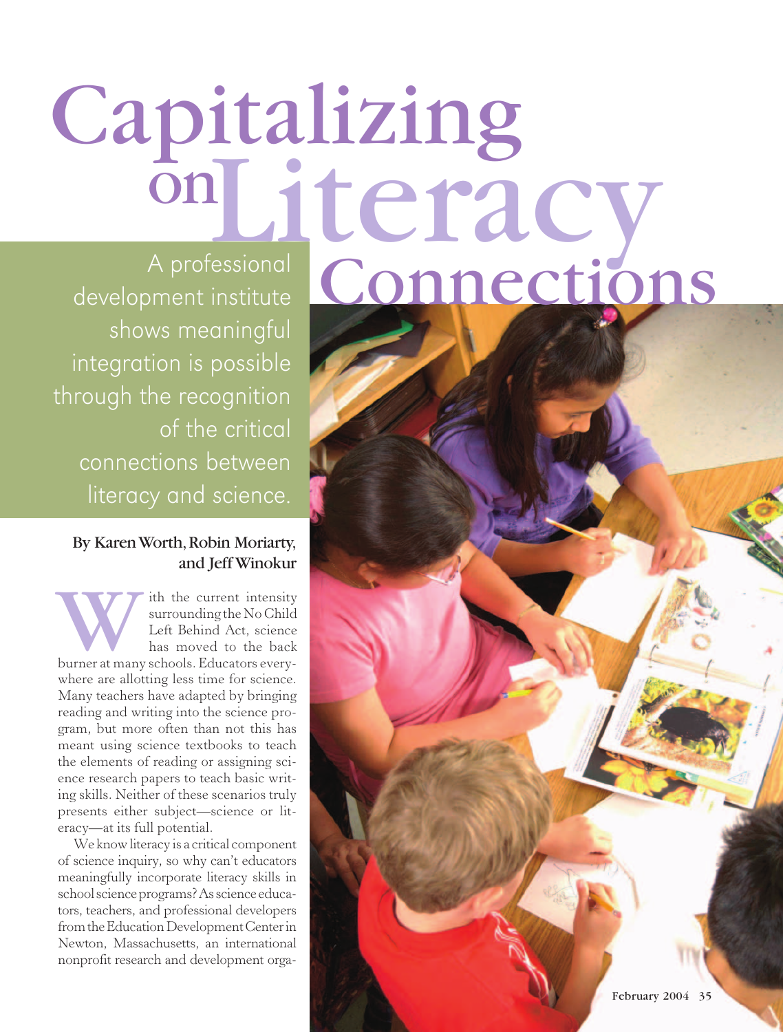# Capitalizing on Literacy Connections

A professional development institute shows meaningful integration is possible through the recognition of the critical connections between literacy and science.

**By Karen Worth, Robin Moriarty, and Jeff Winokur**

With the current intensity surrounding the No Child Left Behind Act, science has moved to the back burner at many schools. Educators everywhere are allotting less time for science. Many teachers have adapted by bringing reading and writing into the science program, but more often than not this has meant using science textbooks to teach the elements of reading or assigning science research papers to teach basic writing skills. Neither of these scenarios truly presents either subject—science or literacy—at its full potential.

We know literacy is a critical component of science inquiry, so why can't educators meaningfully incorporate literacy skills in school science programs? As science educators, teachers, and professional developers from the Education Development Center in Newton, Massachusetts, an international nonprofit research and development orga-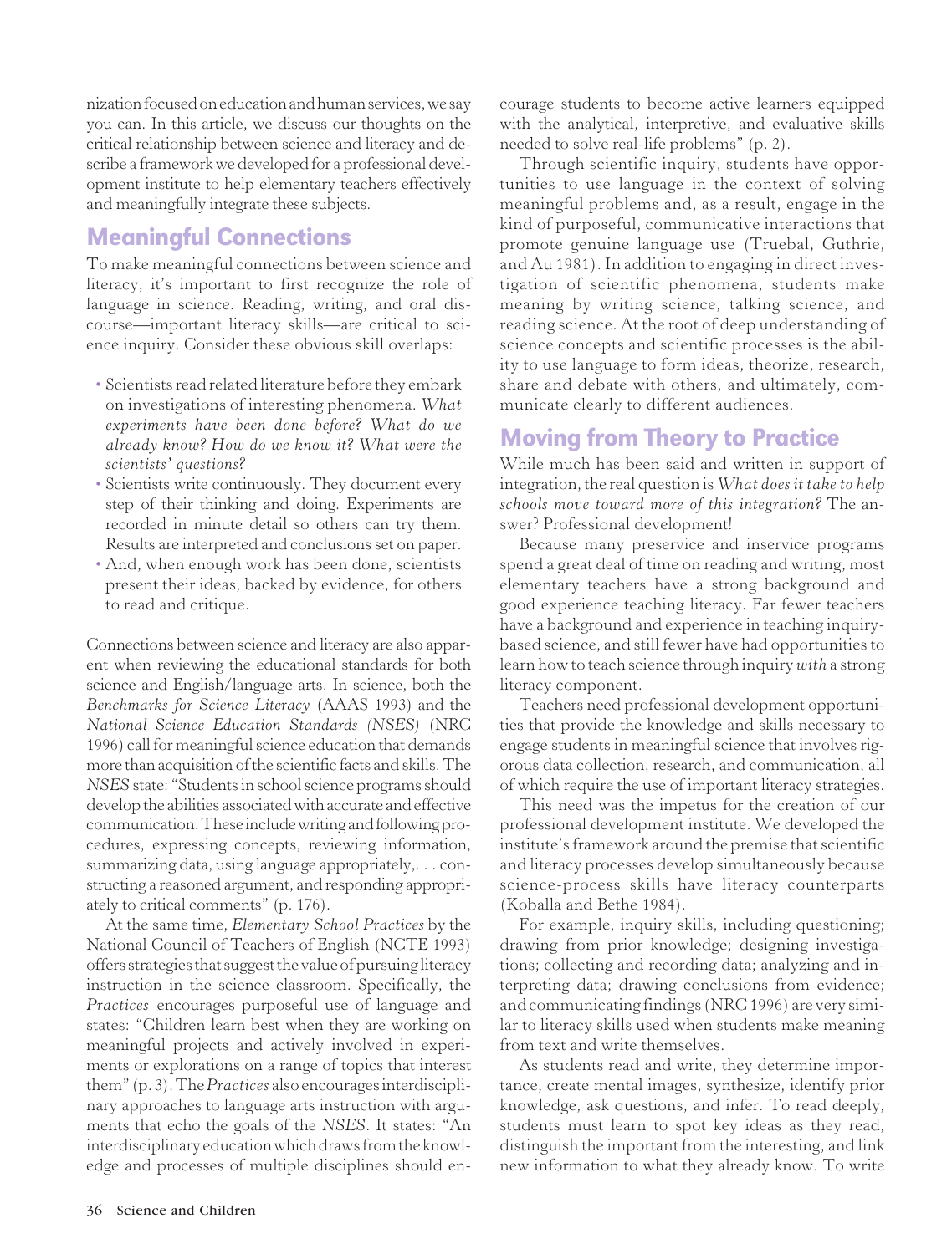nization focused on education and human services, we say you can. In this article, we discuss our thoughts on the critical relationship between science and literacy and describe a framework we developed for a professional development institute to help elementary teachers effectively and meaningfully integrate these subjects.

## Meaningful Connections

To make meaningful connections between science and literacy, it's important to first recognize the role of language in science. Reading, writing, and oral discourse—important literacy skills—are critical to science inquiry. Consider these obvious skill overlaps:

- Scientists read related literature before they embark on investigations of interesting phenomena. *What experiments have been done before? What do we already know? How do we know it? What were the scientists' questions?*
- Scientists write continuously. They document every step of their thinking and doing. Experiments are recorded in minute detail so others can try them. Results are interpreted and conclusions set on paper.
- And, when enough work has been done, scientists present their ideas, backed by evidence, for others to read and critique.

Connections between science and literacy are also apparent when reviewing the educational standards for both science and English/language arts. In science, both the *Benchmarks for Science Literacy* (AAAS 1993) and the *National Science Education Standards (NSES)* (NRC 1996) call for meaningful science education that demands more than acquisition of the scientific facts and skills. The *NSES* state: "Students in school science programs should develop the abilities associated with accurate and effective communication. These include writing and following procedures, expressing concepts, reviewing information, summarizing data, using language appropriately,. . . constructing a reasoned argument, and responding appropriately to critical comments" (p. 176).

At the same time, *Elementary School Practices* by the National Council of Teachers of English (NCTE 1993) offers strategies that suggest the value of pursuing literacy instruction in the science classroom. Specifically, the *Practices* encourages purposeful use of language and states: "Children learn best when they are working on meaningful projects and actively involved in experiments or explorations on a range of topics that interest them" (p. 3). The *Practices* also encourages interdisciplinary approaches to language arts instruction with arguments that echo the goals of the *NSES*. It states: "An interdisciplinary education which draws from the knowledge and processes of multiple disciplines should encourage students to become active learners equipped with the analytical, interpretive, and evaluative skills needed to solve real-life problems" (p. 2).

Through scientific inquiry, students have opportunities to use language in the context of solving meaningful problems and, as a result, engage in the kind of purposeful, communicative interactions that promote genuine language use (Truebal, Guthrie, and Au 1981). In addition to engaging in direct investigation of scientific phenomena, students make meaning by writing science, talking science, and reading science. At the root of deep understanding of science concepts and scientific processes is the ability to use language to form ideas, theorize, research, share and debate with others, and ultimately, communicate clearly to different audiences.

## Moving from Theory to Practice

While much has been said and written in support of integration, the real question is *What does it take to help schools move toward more of this integration?* The answer? Professional development!

Because many preservice and inservice programs spend a great deal of time on reading and writing, most elementary teachers have a strong background and good experience teaching literacy. Far fewer teachers have a background and experience in teaching inquiry-based science, and still fewer have had opportunities to learn how to teach science through inquiry *with* a strong literacy component.

Teachers need professional development opportunities that provide the knowledge and skills necessary to engage students in meaningful science that involves rigorous data collection, research, and communication, all of which require the use of important literacy strategies.

This need was the impetus for the creation of our professional development institute. We developed the institute's framework around the premise that scientific and literacy processes develop simultaneously because science-process skills have literacy counterparts (Koballa and Bethe 1984).

For example, inquiry skills, including questioning; drawing from prior knowledge; designing investigations; collecting and recording data; analyzing and interpreting data; drawing conclusions from evidence; and communicating findings (NRC 1996) are very similar to literacy skills used when students make meaning from text and write themselves.

As students read and write, they determine importance, create mental images, synthesize, identify prior knowledge, ask questions, and infer. To read deeply, students must learn to spot key ideas as they read, distinguish the important from the interesting, and link new information to what they already know. To write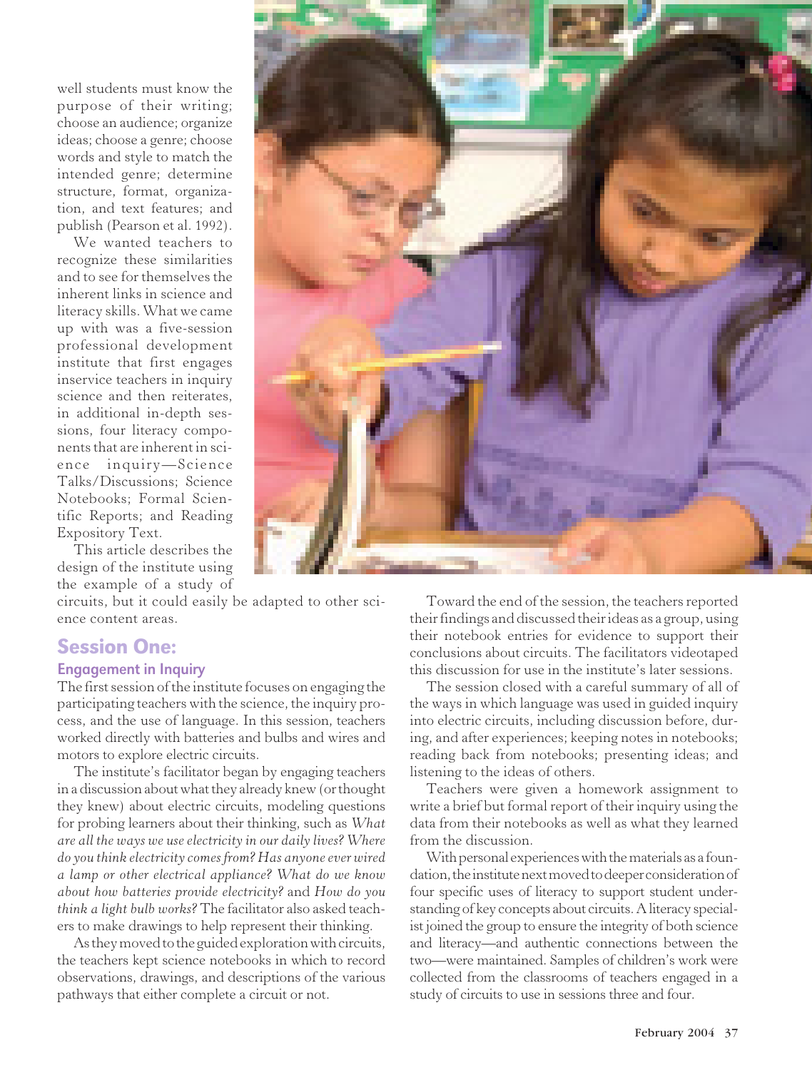well students must know the purpose of their writing; choose an audience; organize ideas; choose a genre; choose words and style to match the intended genre; determine structure, format, organization, and text features; and publish (Pearson et al. 1992).

We wanted teachers to recognize these similarities and to see for themselves the inherent links in science and literacy skills. What we came up with was a five-session professional development institute that first engages inservice teachers in inquiry science and then reiterates, in additional in-depth sessions, four literacy components that are inherent in science inquiry—Science Talks/Discussions; Science Notebooks; Formal Scientific Reports; and Reading Expository Text.

This article describes the design of the institute using the example of a study of circuits, but it could easily be adapted to other science content areas.

## Session One:

### Engagement in Inquiry

The first session of the institute focuses on engaging the participating teachers with the science, the inquiry process, and the use of language. In this session, teachers worked directly with batteries and bulbs and wires and motors to explore electric circuits.

The institute's facilitator began by engaging teachers in a discussion about what they already knew (or thought they knew) about electric circuits, modeling questions for probing learners about their thinking, such as *What are all the ways we use electricity in our daily lives? Where do you think electricity comes from? Has anyone ever wired a lamp or other electrical appliance? What do we know about how batteries provide electricity?* and *How do you think a light bulb works?* The facilitator also asked teachers to make drawings to help represent their thinking.

As they moved to the guided exploration with circuits, the teachers kept science notebooks in which to record observations, drawings, and descriptions of the various pathways that either complete a circuit or not.

Toward the end of the session, the teachers reported their findings and discussed their ideas as a group, using their notebook entries for evidence to support their conclusions about circuits. The facilitators videotaped this discussion for use in the institute's later sessions.

The session closed with a careful summary of all of the ways in which language was used in guided inquiry into electric circuits, including discussion before, during, and after experiences; keeping notes in notebooks; reading back from notebooks; presenting ideas; and listening to the ideas of others.

Teachers were given a homework assignment to write a brief but formal report of their inquiry using the data from their notebooks as well as what they learned from the discussion.

With personal experiences with the materials as a foundation, the institute next moved to deeper consideration of four specific uses of literacy to support student understanding of key concepts about circuits. A literacy specialist joined the group to ensure the integrity of both science and literacy—and authentic connections between the two—were maintained. Samples of children's work were collected from the classrooms of teachers engaged in a study of circuits to use in sessions three and four.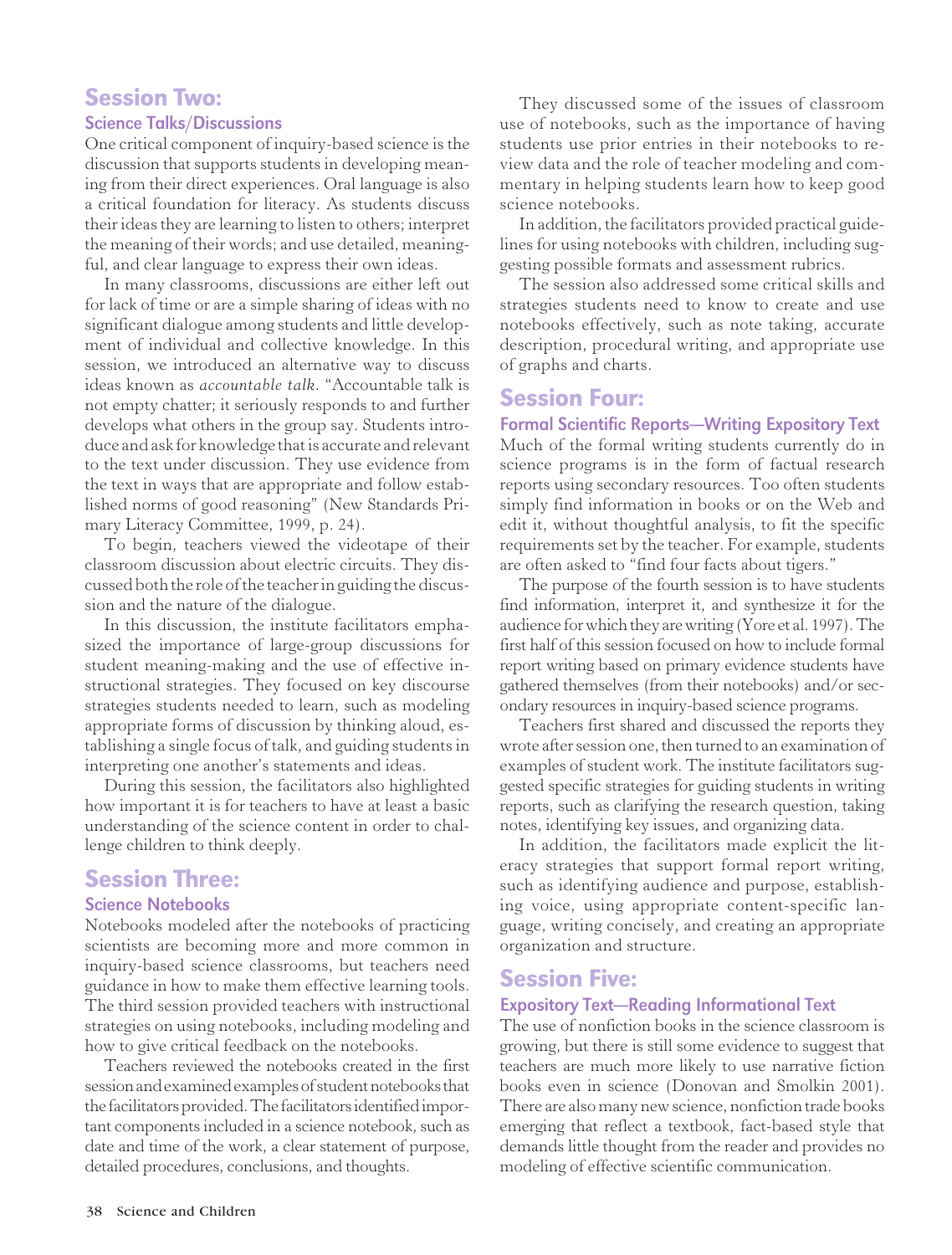## Session Two:

### Science Talks/Discussions

One critical component of inquiry-based science is the discussion that supports students in developing meaning from their direct experiences. Oral language is also a critical foundation for literacy. As students discuss their ideas they are learning to listen to others; interpret the meaning of their words; and use detailed, meaningful, and clear language to express their own ideas.

In many classrooms, discussions are either left out for lack of time or are a simple sharing of ideas with no significant dialogue among students and little development of individual and collective knowledge. In this session, we introduced an alternative way to discuss ideas known as *accountable talk*. "Accountable talk is not empty chatter; it seriously responds to and further develops what others in the group say. Students introduce and ask for knowledge that is accurate and relevant to the text under discussion. They use evidence from the text in ways that are appropriate and follow established norms of good reasoning" (New Standards Primary Literacy Committee, 1999, p. 24).

To begin, teachers viewed the videotape of their classroom discussion about electric circuits. They discussed both the role of the teacher in guiding the discussion and the nature of the dialogue.

In this discussion, the institute facilitators emphasized the importance of large-group discussions for student meaning-making and the use of effective instructional strategies. They focused on key discourse strategies students needed to learn, such as modeling appropriate forms of discussion by thinking aloud, establishing a single focus of talk, and guiding students in interpreting one another's statements and ideas.

During this session, the facilitators also highlighted how important it is for teachers to have at least a basic understanding of the science content in order to challenge children to think deeply.

## Session Three:

### Science Notebooks

Notebooks modeled after the notebooks of practicing scientists are becoming more and more common in inquiry-based science classrooms, but teachers need guidance in how to make them effective learning tools. The third session provided teachers with instructional strategies on using notebooks, including modeling and how to give critical feedback on the notebooks.

Teachers reviewed the notebooks created in the first session and examined examples of student notebooks that the facilitators provided. The facilitators identified important components included in a science notebook, such as date and time of the work, a clear statement of purpose, detailed procedures, conclusions, and thoughts.

They discussed some of the issues of classroom use of notebooks, such as the importance of having students use prior entries in their notebooks to review data and the role of teacher modeling and commentary in helping students learn how to keep good science notebooks.

In addition, the facilitators provided practical guidelines for using notebooks with children, including suggesting possible formats and assessment rubrics.

The session also addressed some critical skills and strategies students need to know to create and use notebooks effectively, such as note taking, accurate description, procedural writing, and appropriate use of graphs and charts.

## Session Four:

### Formal Scientific Reports—Writing Expository Text

Much of the formal writing students currently do in science programs is in the form of factual research reports using secondary resources. Too often students simply find information in books or on the Web and edit it, without thoughtful analysis, to fit the specific requirements set by the teacher. For example, students are often asked to "find four facts about tigers."

The purpose of the fourth session is to have students find information, interpret it, and synthesize it for the audience for which they are writing (Yore et al. 1997). The first half of this session focused on how to include formal report writing based on primary evidence students have gathered themselves (from their notebooks) and/or secondary resources in inquiry-based science programs.

Teachers first shared and discussed the reports they wrote after session one, then turned to an examination of examples of student work. The institute facilitators suggested specific strategies for guiding students in writing reports, such as clarifying the research question, taking notes, identifying key issues, and organizing data.

In addition, the facilitators made explicit the literacy strategies that support formal report writing, such as identifying audience and purpose, establishing voice, using appropriate content-specific language, writing concisely, and creating an appropriate organization and structure.

## Session Five:

### Expository Text—Reading Informational Text

The use of nonfiction books in the science classroom is growing, but there is still some evidence to suggest that teachers are much more likely to use narrative fiction books even in science (Donovan and Smolkin 2001). There are also many new science, nonfiction trade books emerging that reflect a textbook, fact-based style that demands little thought from the reader and provides no modeling of effective scientific communication.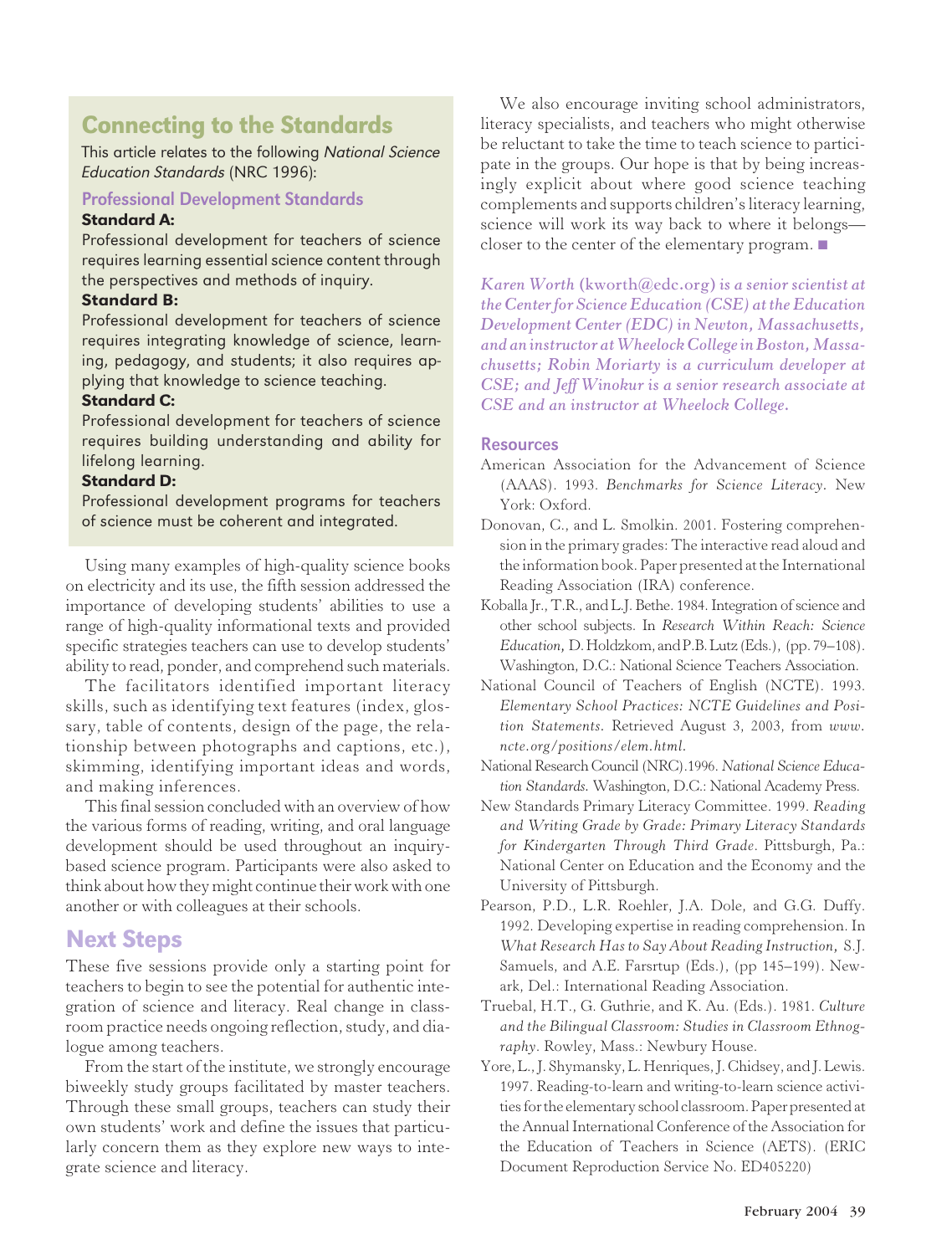## Connecting to the Standards

This article relates to the following *National Science Education Standards* (NRC 1996):

### Professional Development Standards

**Standard A:**

Professional development for teachers of science requires learning essential science content through the perspectives and methods of inquiry.

**Standard B:**

Professional development for teachers of science requires integrating knowledge of science, learning, pedagogy, and students; it also requires applying that knowledge to science teaching.

**Standard C:**

Professional development for teachers of science requires building understanding and ability for lifelong learning.

**Standard D:**

Professional development programs for teachers of science must be coherent and integrated.

Using many examples of high-quality science books on electricity and its use, the fifth session addressed the importance of developing students' abilities to use a range of high-quality informational texts and provided specific strategies teachers can use to develop students' ability to read, ponder, and comprehend such materials.

The facilitators identified important literacy skills, such as identifying text features (index, glossary, table of contents, design of the page, the relationship between photographs and captions, etc.), skimming, identifying important ideas and words, and making inferences.

This final session concluded with an overview of how the various forms of reading, writing, and oral language development should be used throughout an inquiry-based science program. Participants were also asked to think about how they might continue their work with one another or with colleagues at their schools.

## Next Steps

These five sessions provide only a starting point for teachers to begin to see the potential for authentic integration of science and literacy. Real change in classroom practice needs ongoing reflection, study, and dialogue among teachers.

From the start of the institute, we strongly encourage biweekly study groups facilitated by master teachers. Through these small groups, teachers can study their own students' work and define the issues that particularly concern them as they explore new ways to integrate science and literacy.

We also encourage inviting school administrators, literacy specialists, and teachers who might otherwise be reluctant to take the time to teach science to participate in the groups. Our hope is that by being increasingly explicit about where good science teaching complements and supports children's literacy learning, science will work its way back to where it belongs—closer to the center of the elementary program. ■

*Karen Worth* (kworth@edc.org) *is a senior scientist at the Center for Science Education (CSE) at the Education Development Center (EDC) in Newton, Massachusetts, and an instructor at Wheelock College in Boston, Massachusetts; Robin Moriarty is a curriculum developer at CSE; and Jeff Winokur is a senior research associate at CSE and an instructor at Wheelock College.*

### Resources

American Association for the Advancement of Science (AAAS). 1993. *Benchmarks for Science Literacy*. New York: Oxford.

Donovan, C., and L. Smolkin. 2001. Fostering comprehension in the primary grades: The interactive read aloud and the information book. Paper presented at the International Reading Association (IRA) conference.

Koballa Jr., T.R., and L.J. Bethe. 1984. Integration of science and other school subjects. In *Research Within Reach: Science Education*, D. Holdzkom, and P.B. Lutz (Eds.), (pp. 79–108). Washington, D.C.: National Science Teachers Association.

National Council of Teachers of English (NCTE). 1993. *Elementary School Practices: NCTE Guidelines and Position Statements*. Retrieved August 3, 2003, from *www.ncte.org/positions/elem.html*.

National Research Council (NRC). 1996. *National Science Education Standards*. Washington, D.C.: National Academy Press.

New Standards Primary Literacy Committee. 1999. *Reading and Writing Grade by Grade: Primary Literacy Standards for Kindergarten Through Third Grade*. Pittsburgh, Pa.: National Center on Education and the Economy and the University of Pittsburgh.

Pearson, P.D., L.R. Roehler, J.A. Dole, and G.G. Duffy. 1992. Developing expertise in reading comprehension. In *What Research Has to Say About Reading Instruction*, S.J. Samuels, and A.E. Farsrtup (Eds.), (pp 145–199). Newark, Del.: International Reading Association.

Truebal, H.T., G. Guthrie, and K. Au. (Eds.). 1981. *Culture and the Bilingual Classroom: Studies in Classroom Ethnography*. Rowley, Mass.: Newbury House.

Yore, L., J. Shymansky, L. Henriques, J. Chidsey, and J. Lewis. 1997. Reading-to-learn and writing-to-learn science activities for the elementary school classroom. Paper presented at the Annual International Conference of the Association for the Education of Teachers in Science (AETS). (ERIC Document Reproduction Service No. ED405220)